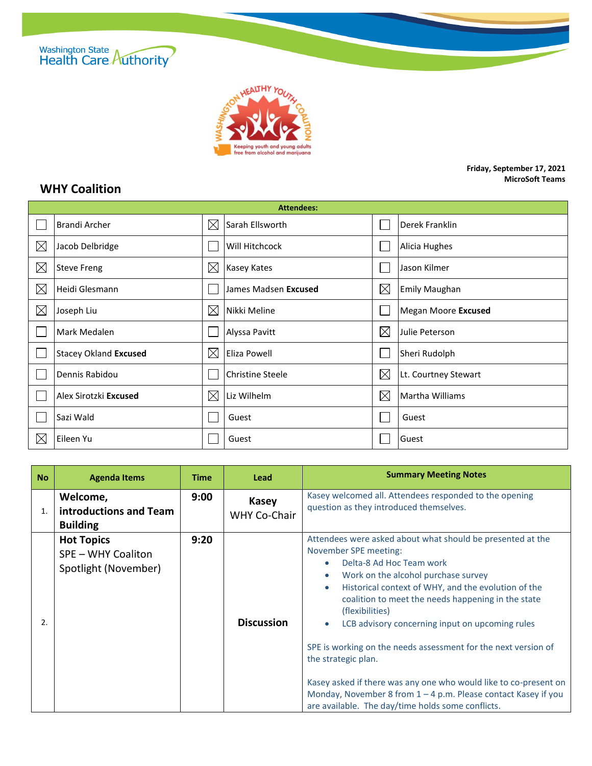Washington State Health Care Authority

WASHINGTON HEALTHY YOUTH COALITION
Keeping youth and young adults free from alcohol and marijuana

**Friday, September 17, 2021**
**MicroSoft Teams**

## WHY Coalition

| Attendees: | | | | | |
|---|---|---|---|---|---|
| ☐ | Brandi Archer | ☒ | Sarah Ellsworth | ☐ | Derek Franklin |
| ☒ | Jacob Delbridge | ☐ | Will Hitchcock | ☐ | Alicia Hughes |
| ☒ | Steve Freng | ☒ | Kasey Kates | ☐ | Jason Kilmer |
| ☒ | Heidi Glesmann | ☐ | James Madsen **Excused** | ☒ | Emily Maughan |
| ☒ | Joseph Liu | ☒ | Nikki Meline | ☐ | Megan Moore **Excused** |
| ☐ | Mark Medalen | ☐ | Alyssa Pavitt | ☒ | Julie Peterson |
| ☐ | Stacey Okland **Excused** | ☒ | Eliza Powell | ☐ | Sheri Rudolph |
| ☐ | Dennis Rabidou | ☐ | Christine Steele | ☒ | Lt. Courtney Stewart |
| ☐ | Alex Sirotzki **Excused** | ☒ | Liz Wilhelm | ☒ | Martha Williams |
| ☐ | Sazi Wald | ☐ | Guest | ☐ | Guest |
| ☒ | Eileen Yu | ☐ | Guest | ☐ | Guest |

| No | Agenda Items | Time | Lead | Summary Meeting Notes |
|---|---|---|---|---|
| 1. | **Welcome, introductions and Team Building** | **9:00** | **Kasey** WHY Co-Chair | Kasey welcomed all. Attendees responded to the opening question as they introduced themselves. |
| 2. | **Hot Topics** SPE – WHY Coaliton Spotlight (November) | **9:20** | **Discussion** | Attendees were asked about what should be presented at the November SPE meeting:<br>• Delta-8 Ad Hoc Team work<br>• Work on the alcohol purchase survey<br>• Historical context of WHY, and the evolution of the coalition to meet the needs happening in the state (flexibilities)<br>• LCB advisory concerning input on upcoming rules<br><br>SPE is working on the needs assessment for the next version of the strategic plan.<br><br>Kasey asked if there was any one who would like to co-present on Monday, November 8 from 1 – 4 p.m. Please contact Kasey if you are available. The day/time holds some conflicts. |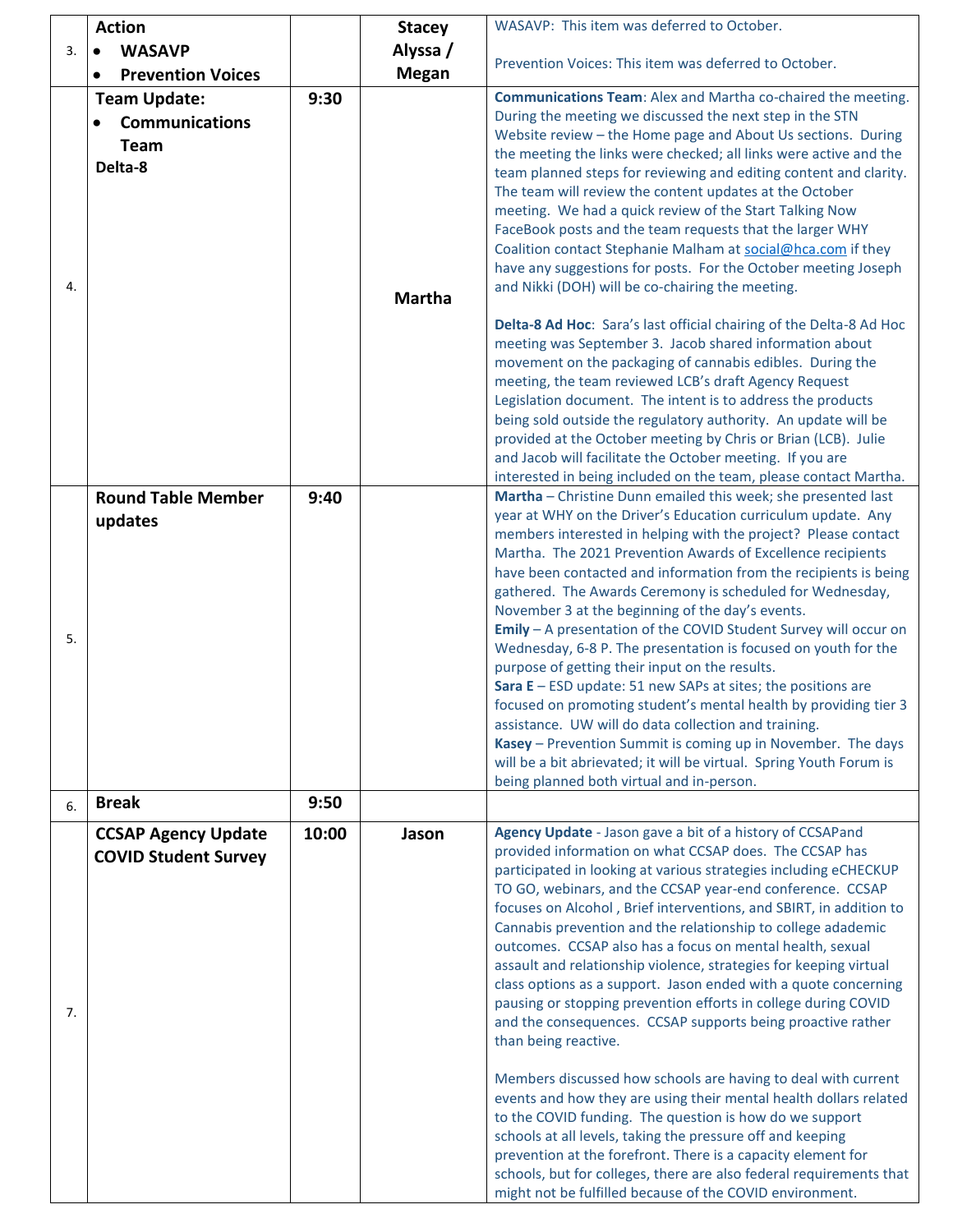| | | | | |
|---|---|---|---|---|
| 3. | **Action** • **WASAVP** • **Prevention Voices** | | **Stacey** **Alyssa / Megan** | WASAVP: This item was deferred to October.<br><br>Prevention Voices: This item was deferred to October. |
| 4. | **Team Update:** • **Communications Team** **Delta-8** | **9:30** | **Martha** | **Communications Team**: Alex and Martha co-chaired the meeting. During the meeting we discussed the next step in the STN Website review – the Home page and About Us sections. During the meeting the links were checked; all links were active and the team planned steps for reviewing and editing content and clarity. The team will review the content updates at the October meeting. We had a quick review of the Start Talking Now FaceBook posts and the team requests that the larger WHY Coalition contact Stephanie Malham at social@hca.com if they have any suggestions for posts. For the October meeting Joseph and Nikki (DOH) will be co-chairing the meeting.<br><br>**Delta-8 Ad Hoc**: Sara's last official chairing of the Delta-8 Ad Hoc meeting was September 3. Jacob shared information about movement on the packaging of cannabis edibles. During the meeting, the team reviewed LCB's draft Agency Request Legislation document. The intent is to address the products being sold outside the regulatory authority. An update will be provided at the October meeting by Chris or Brian (LCB). Julie and Jacob will facilitate the October meeting. If you are interested in being included on the team, please contact Martha. |
| 5. | **Round Table Member updates** | **9:40** | | **Martha** – Christine Dunn emailed this week; she presented last year at WHY on the Driver's Education curriculum update. Any members interested in helping with the project? Please contact Martha. The 2021 Prevention Awards of Excellence recipients have been contacted and information from the recipients is being gathered. The Awards Ceremony is scheduled for Wednesday, November 3 at the beginning of the day's events.<br>**Emily** – A presentation of the COVID Student Survey will occur on Wednesday, 6-8 P. The presentation is focused on youth for the purpose of getting their input on the results.<br>**Sara E** – ESD update: 51 new SAPs at sites; the positions are focused on promoting student's mental health by providing tier 3 assistance. UW will do data collection and training.<br>**Kasey** – Prevention Summit is coming up in November. The days will be a bit abrievated; it will be virtual. Spring Youth Forum is being planned both virtual and in-person. |
| 6. | **Break** | **9:50** | | |
| 7. | **CCSAP Agency Update** **COVID Student Survey** | **10:00** | **Jason** | **Agency Update** - Jason gave a bit of a history of CCSAPand provided information on what CCSAP does. The CCSAP has participated in looking at various strategies including eCHECKUP TO GO, webinars, and the CCSAP year-end conference. CCSAP focuses on Alcohol , Brief interventions, and SBIRT, in addition to Cannabis prevention and the relationship to college adademic outcomes. CCSAP also has a focus on mental health, sexual assault and relationship violence, strategies for keeping virtual class options as a support. Jason ended with a quote concerning pausing or stopping prevention efforts in college during COVID and the consequences. CCSAP supports being proactive rather than being reactive.<br><br>Members discussed how schools are having to deal with current events and how they are using their mental health dollars related to the COVID funding. The question is how do we support schools at all levels, taking the pressure off and keeping prevention at the forefront. There is a capacity element for schools, but for colleges, there are also federal requirements that might not be fulfilled because of the COVID environment. |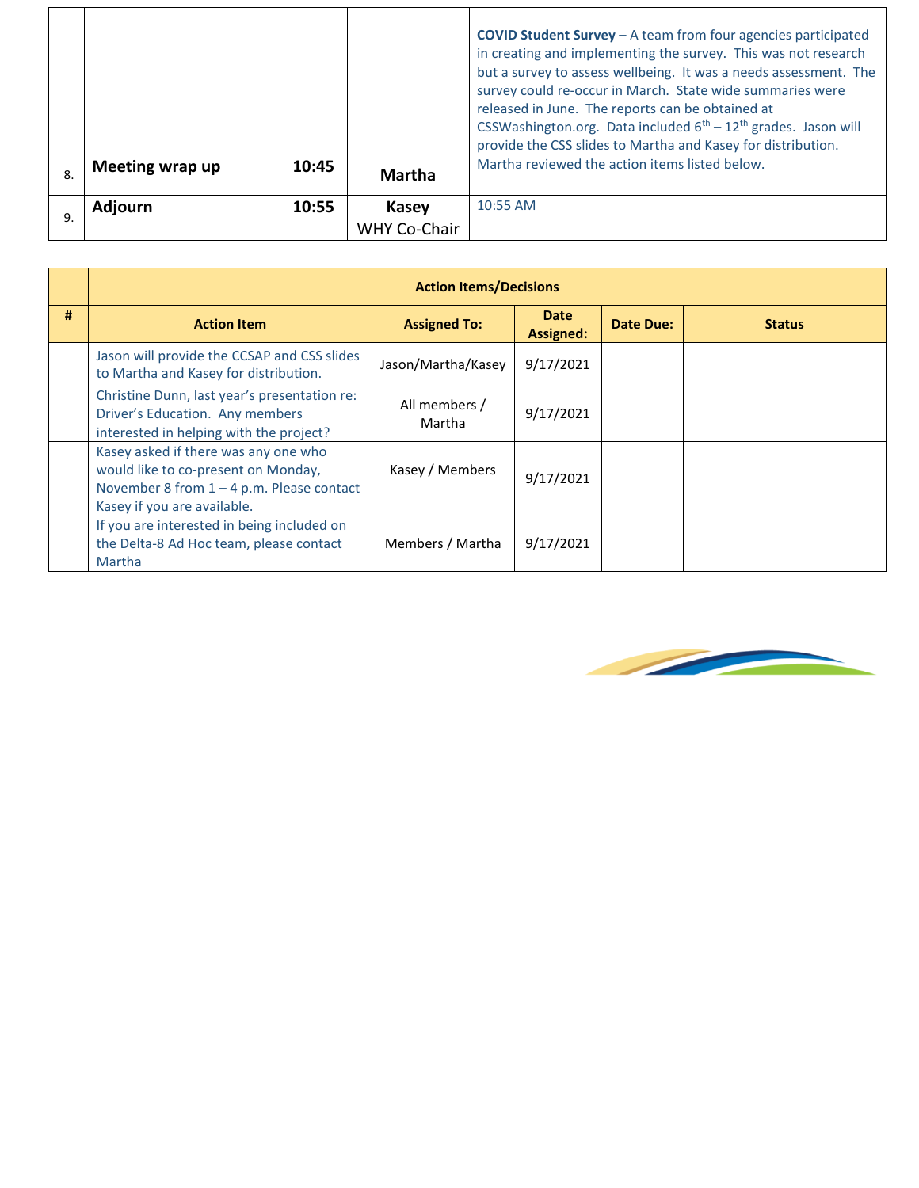| | | | | |
|---|---|---|---|---|
| | | | | **COVID Student Survey** – A team from four agencies participated in creating and implementing the survey. This was not research but a survey to assess wellbeing. It was a needs assessment. The survey could re-occur in March. State wide summaries were released in June. The reports can be obtained at CSSWashington.org. Data included 6th – 12th grades. Jason will provide the CSS slides to Martha and Kasey for distribution. |
| 8. | **Meeting wrap up** | **10:45** | **Martha** | Martha reviewed the action items listed below. |
| 9. | **Adjourn** | **10:55** | **Kasey** WHY Co-Chair | 10:55 AM |

| | **Action Items/Decisions** | | | | |
|---|---|---|---|---|---|
| **#** | **Action Item** | **Assigned To:** | **Date Assigned:** | **Date Due:** | **Status** |
| | Jason will provide the CCSAP and CSS slides to Martha and Kasey for distribution. | Jason/Martha/Kasey | 9/17/2021 | | |
| | Christine Dunn, last year's presentation re: Driver's Education. Any members interested in helping with the project? | All members / Martha | 9/17/2021 | | |
| | Kasey asked if there was any one who would like to co-present on Monday, November 8 from 1 – 4 p.m. Please contact Kasey if you are available. | Kasey / Members | 9/17/2021 | | |
| | If you are interested in being included on the Delta-8 Ad Hoc team, please contact Martha | Members / Martha | 9/17/2021 | | |